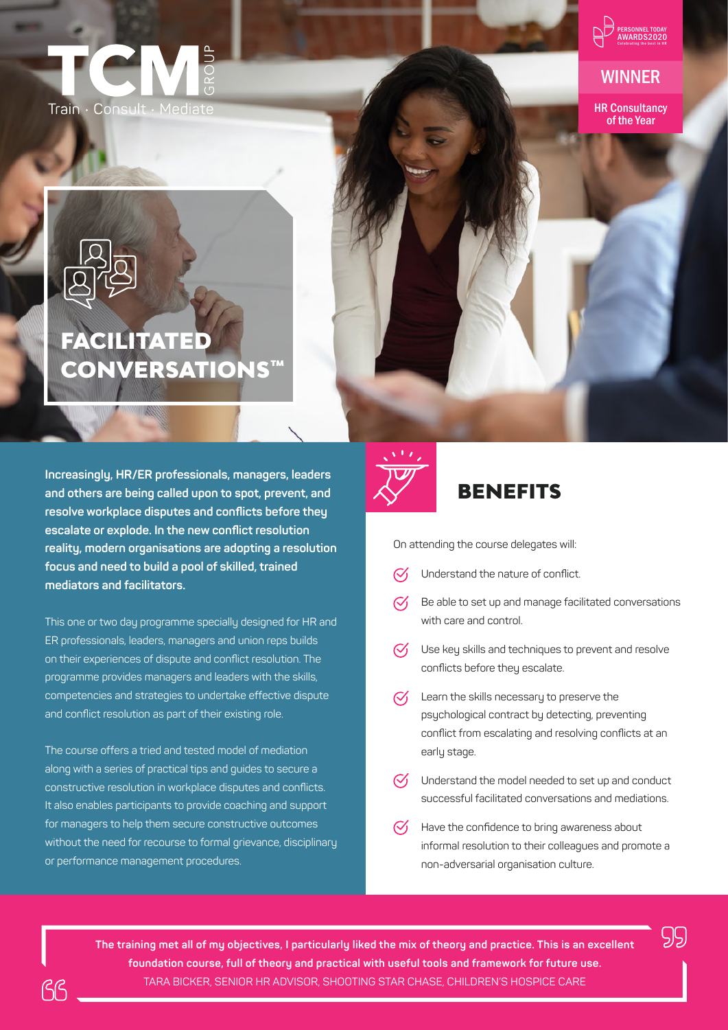TCM GROUP

Train · Consult · Mediate

PERSONNEL TODAY AWARDS2020

Celebrating the best in HR

**WINNER**

**HR Consultancy of the Year**

# FACILITATED CONVERSATIONS™

**Increasingly, HR/ER professionals, managers, leaders and others are being called upon to spot, prevent, and resolve workplace disputes and conflicts before they escalate or explode. In the new conflict resolution reality, modern organisations are adopting a resolution focus and need to build a pool of skilled, trained mediators and facilitators.**

This one or two day programme specially designed for HR and ER professionals, leaders, managers and union reps builds on their experiences of dispute and conflict resolution. The programme provides managers and leaders with the skills, competencies and strategies to undertake effective dispute and conflict resolution as part of their existing role.

The course offers a tried and tested model of mediation along with a series of practical tips and guides to secure a constructive resolution in workplace disputes and conflicts. It also enables participants to provide coaching and support for managers to help them secure constructive outcomes without the need for recourse to formal grievance, disciplinary or performance management procedures.

## BENEFITS

On attending the course delegates will:

- Understand the nature of conflict.
- Be able to set up and manage facilitated conversations with care and control.
- Use key skills and techniques to prevent and resolve conflicts before they escalate.
- Learn the skills necessary to preserve the psychological contract by detecting, preventing conflict from escalating and resolving conflicts at an early stage.
- Understand the model needed to set up and conduct successful facilitated conversations and mediations.
- Have the confidence to bring awareness about informal resolution to their colleagues and promote a non-adversarial organisation culture.

**The training met all of my objectives, I particularly liked the mix of theory and practice. This is an excellent foundation course, full of theory and practical with useful tools and framework for future use.**

TARA BICKER, SENIOR HR ADVISOR, SHOOTING STAR CHASE, CHILDREN'S HOSPICE CARE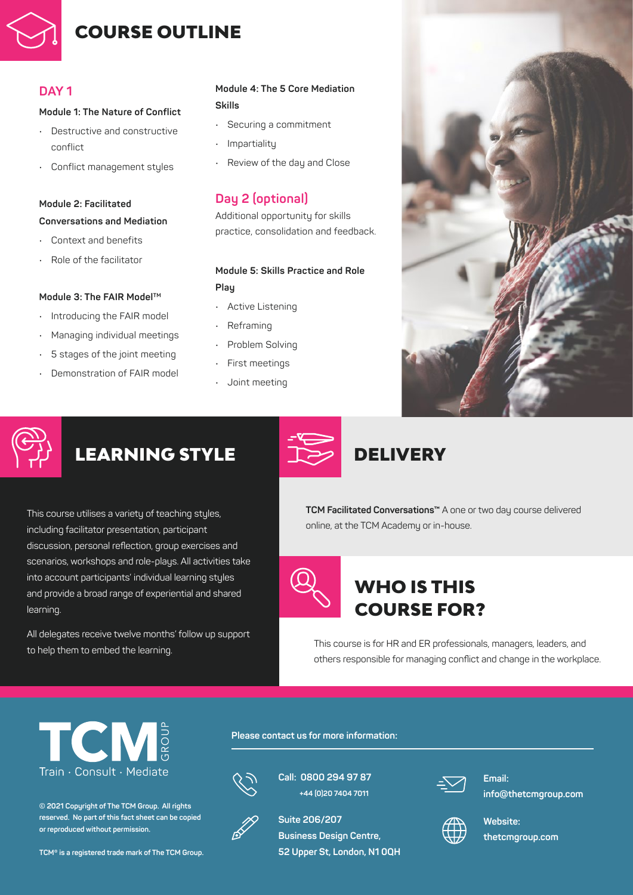# COURSE OUTLINE

## DAY 1

### Module 1: The Nature of Conflict

- Destructive and constructive conflict
- Conflict management styles

### Module 2: Facilitated Conversations and Mediation

- Context and benefits
- Role of the facilitator

### Module 3: The FAIR Model™

- Introducing the FAIR model
- Managing individual meetings
- 5 stages of the joint meeting
- Demonstration of FAIR model

### Module 4: The 5 Core Mediation Skills

- Securing a commitment
- Impartiality
- Review of the day and Close

## Day 2 (optional)

Additional opportunity for skills practice, consolidation and feedback.

### Module 5: Skills Practice and Role Play

- Active Listening
- Reframing
- Problem Solving
- First meetings
- Joint meeting

# LEARNING STYLE

This course utilises a variety of teaching styles, including facilitator presentation, participant discussion, personal reflection, group exercises and scenarios, workshops and role-plays. All activities take into account participants' individual learning styles and provide a broad range of experiential and shared learning.

All delegates receive twelve months' follow up support to help them to embed the learning.

# DELIVERY

**TCM Facilitated Conversations™** A one or two day course delivered online, at the TCM Academy or in-house.

# WHO IS THIS COURSE FOR?

This course is for HR and ER professionals, managers, leaders, and others responsible for managing conflict and change in the workplace.

TCM GROUP
Train · Consult · Mediate

**© 2021 Copyright of The TCM Group. All rights reserved. No part of this fact sheet can be copied or reproduced without permission.**

**TCM® is a registered trade mark of The TCM Group.**

**Please contact us for more information:**

**Call: 0800 294 97 87**
**+44 (0)20 7404 7011**

**Suite 206/207**
**Business Design Centre,**
**52 Upper St, London, N1 0QH**

**Email:**
**info@thetcmgroup.com**

**Website:**
**thetcmgroup.com**